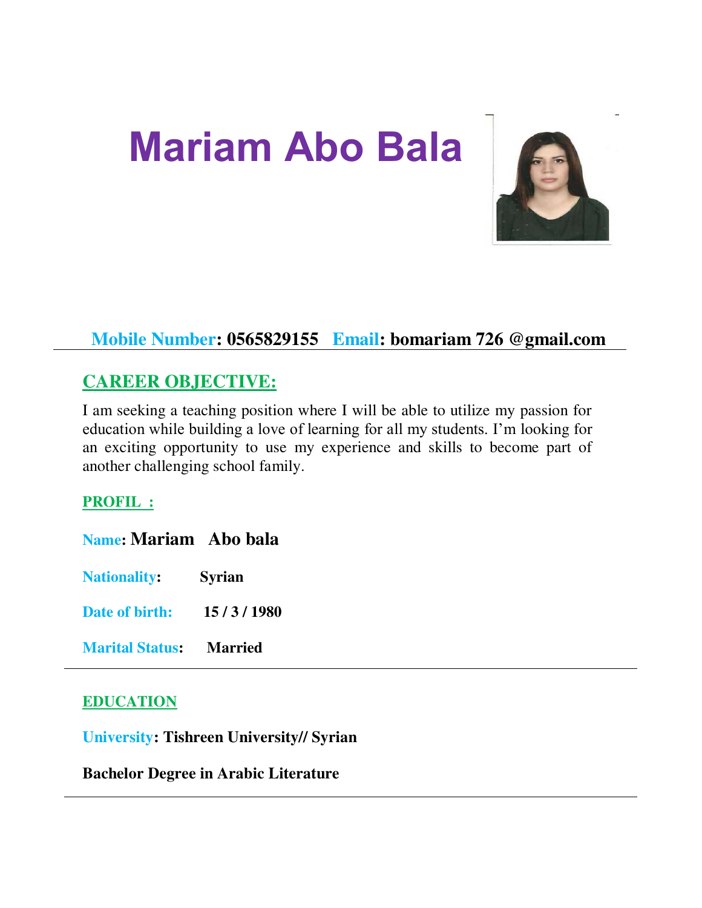# Mariam Abo Bala

**Mobile Number: 0565829155** **Email: bomariam 726 @gmail.com**

---

## CAREER OBJECTIVE:

I am seeking a teaching position where I will be able to utilize my passion for education while building a love of learning for all my students. I'm looking for an exciting opportunity to use my experience and skills to become part of another challenging school family.

## PROFIL :

**Name: Mariam Abo bala**

**Nationality: Syrian**

**Date of birth: 15 / 3 / 1980**

**Marital Status: Married**

---

## EDUCATION

**University: Tishreen University// Syrian**

**Bachelor Degree in Arabic Literature**

---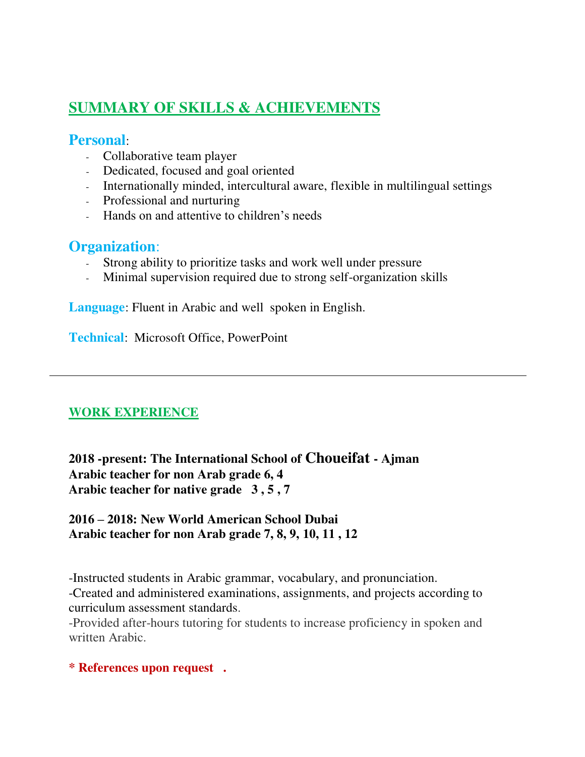## SUMMARY OF SKILLS & ACHIEVEMENTS

### Personal:

- Collaborative team player
- Dedicated, focused and goal oriented
- Internationally minded, intercultural aware, flexible in multilingual settings
- Professional and nurturing
- Hands on and attentive to children's needs

### Organization:

- Strong ability to prioritize tasks and work well under pressure
- Minimal supervision required due to strong self-organization skills

**Language**: Fluent in Arabic and well spoken in English.

**Technical**: Microsoft Office, PowerPoint

---

## WORK EXPERIENCE

**2018 -present: The International School of Choueifat - Ajman**
**Arabic teacher for non Arab grade 6, 4**
**Arabic teacher for native grade 3 , 5 , 7**

**2016 – 2018: New World American School Dubai**
**Arabic teacher for non Arab grade 7, 8, 9, 10, 11 , 12**

-Instructed students in Arabic grammar, vocabulary, and pronunciation.
-Created and administered examinations, assignments, and projects according to curriculum assessment standards.
-Provided after-hours tutoring for students to increase proficiency in spoken and written Arabic.

**\* References upon request .**